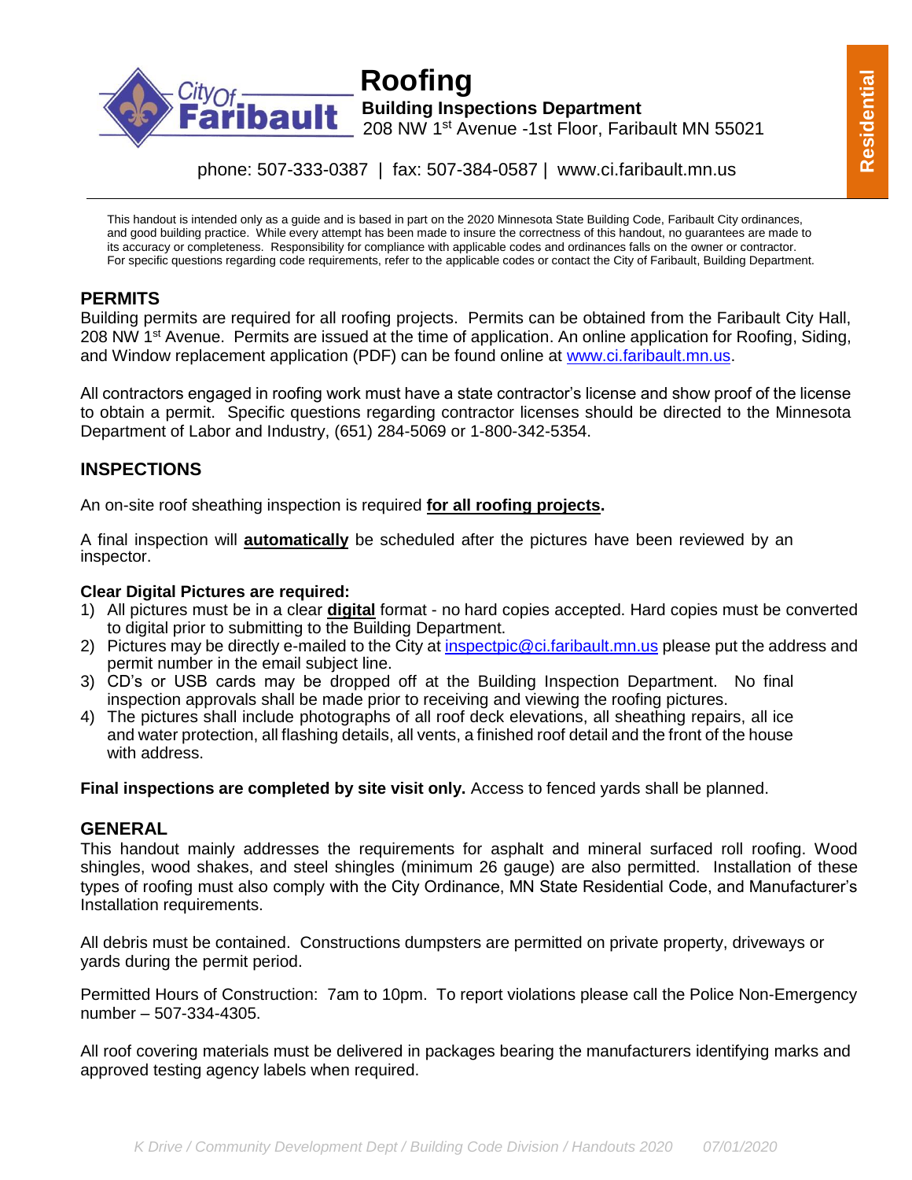# Roofing

**Building Inspections Department**
208 NW 1st Avenue -1st Floor, Faribault MN 55021

City of Faribault

Residential

phone: 507-333-0387 | fax: 507-384-0587 | www.ci.faribault.mn.us

This handout is intended only as a guide and is based in part on the 2020 Minnesota State Building Code, Faribault City ordinances, and good building practice. While every attempt has been made to insure the correctness of this handout, no guarantees are made to its accuracy or completeness. Responsibility for compliance with applicable codes and ordinances falls on the owner or contractor. For specific questions regarding code requirements, refer to the applicable codes or contact the City of Faribault, Building Department.

## PERMITS

Building permits are required for all roofing projects. Permits can be obtained from the Faribault City Hall, 208 NW 1st Avenue. Permits are issued at the time of application. An online application for Roofing, Siding, and Window replacement application (PDF) can be found online at www.ci.faribault.mn.us.

All contractors engaged in roofing work must have a state contractor's license and show proof of the license to obtain a permit. Specific questions regarding contractor licenses should be directed to the Minnesota Department of Labor and Industry, (651) 284-5069 or 1-800-342-5354.

## INSPECTIONS

An on-site roof sheathing inspection is required **for all roofing projects.**

A final inspection will **automatically** be scheduled after the pictures have been reviewed by an inspector.

**Clear Digital Pictures are required:**

1) All pictures must be in a clear **digital** format - no hard copies accepted. Hard copies must be converted to digital prior to submitting to the Building Department.
2) Pictures may be directly e-mailed to the City at inspectpic@ci.faribault.mn.us please put the address and permit number in the email subject line.
3) CD's or USB cards may be dropped off at the Building Inspection Department. No final inspection approvals shall be made prior to receiving and viewing the roofing pictures.
4) The pictures shall include photographs of all roof deck elevations, all sheathing repairs, all ice and water protection, all flashing details, all vents, a finished roof detail and the front of the house with address.

**Final inspections are completed by site visit only.** Access to fenced yards shall be planned.

## GENERAL

This handout mainly addresses the requirements for asphalt and mineral surfaced roll roofing. Wood shingles, wood shakes, and steel shingles (minimum 26 gauge) are also permitted. Installation of these types of roofing must also comply with the City Ordinance, MN State Residential Code, and Manufacturer's Installation requirements.

All debris must be contained. Constructions dumpsters are permitted on private property, driveways or yards during the permit period.

Permitted Hours of Construction: 7am to 10pm. To report violations please call the Police Non-Emergency number – 507-334-4305.

All roof covering materials must be delivered in packages bearing the manufacturers identifying marks and approved testing agency labels when required.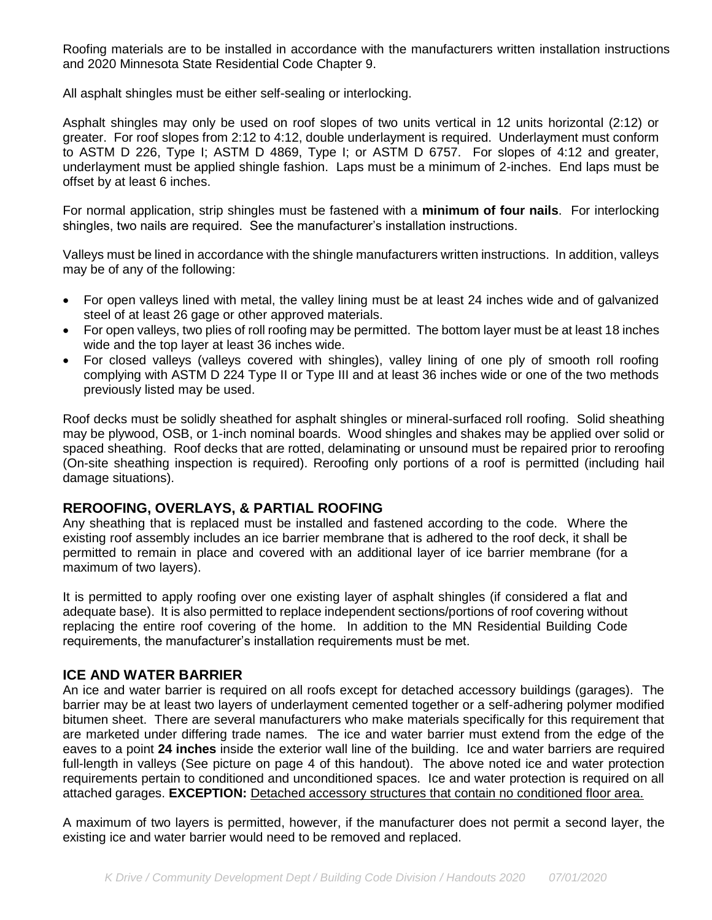Roofing materials are to be installed in accordance with the manufacturers written installation instructions and 2020 Minnesota State Residential Code Chapter 9.

All asphalt shingles must be either self-sealing or interlocking.

Asphalt shingles may only be used on roof slopes of two units vertical in 12 units horizontal (2:12) or greater. For roof slopes from 2:12 to 4:12, double underlayment is required. Underlayment must conform to ASTM D 226, Type I; ASTM D 4869, Type I; or ASTM D 6757. For slopes of 4:12 and greater, underlayment must be applied shingle fashion. Laps must be a minimum of 2-inches. End laps must be offset by at least 6 inches.

For normal application, strip shingles must be fastened with a **minimum of four nails**. For interlocking shingles, two nails are required. See the manufacturer's installation instructions.

Valleys must be lined in accordance with the shingle manufacturers written instructions. In addition, valleys may be of any of the following:

- For open valleys lined with metal, the valley lining must be at least 24 inches wide and of galvanized steel of at least 26 gage or other approved materials.
- For open valleys, two plies of roll roofing may be permitted. The bottom layer must be at least 18 inches wide and the top layer at least 36 inches wide.
- For closed valleys (valleys covered with shingles), valley lining of one ply of smooth roll roofing complying with ASTM D 224 Type II or Type III and at least 36 inches wide or one of the two methods previously listed may be used.

Roof decks must be solidly sheathed for asphalt shingles or mineral-surfaced roll roofing. Solid sheathing may be plywood, OSB, or 1-inch nominal boards. Wood shingles and shakes may be applied over solid or spaced sheathing. Roof decks that are rotted, delaminating or unsound must be repaired prior to reroofing (On-site sheathing inspection is required). Reroofing only portions of a roof is permitted (including hail damage situations).

## REROOFING, OVERLAYS, & PARTIAL ROOFING

Any sheathing that is replaced must be installed and fastened according to the code. Where the existing roof assembly includes an ice barrier membrane that is adhered to the roof deck, it shall be permitted to remain in place and covered with an additional layer of ice barrier membrane (for a maximum of two layers).

It is permitted to apply roofing over one existing layer of asphalt shingles (if considered a flat and adequate base). It is also permitted to replace independent sections/portions of roof covering without replacing the entire roof covering of the home. In addition to the MN Residential Building Code requirements, the manufacturer's installation requirements must be met.

## ICE AND WATER BARRIER

An ice and water barrier is required on all roofs except for detached accessory buildings (garages). The barrier may be at least two layers of underlayment cemented together or a self-adhering polymer modified bitumen sheet. There are several manufacturers who make materials specifically for this requirement that are marketed under differing trade names. The ice and water barrier must extend from the edge of the eaves to a point **24 inches** inside the exterior wall line of the building. Ice and water barriers are required full-length in valleys (See picture on page 4 of this handout). The above noted ice and water protection requirements pertain to conditioned and unconditioned spaces. Ice and water protection is required on all attached garages. **EXCEPTION:** Detached accessory structures that contain no conditioned floor area.

A maximum of two layers is permitted, however, if the manufacturer does not permit a second layer, the existing ice and water barrier would need to be removed and replaced.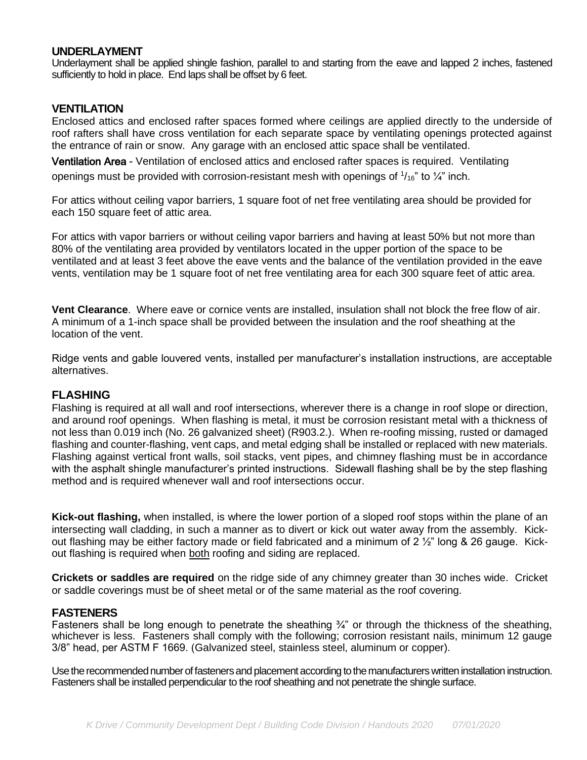## UNDERLAYMENT

Underlayment shall be applied shingle fashion, parallel to and starting from the eave and lapped 2 inches, fastened sufficiently to hold in place. End laps shall be offset by 6 feet.

## VENTILATION

Enclosed attics and enclosed rafter spaces formed where ceilings are applied directly to the underside of roof rafters shall have cross ventilation for each separate space by ventilating openings protected against the entrance of rain or snow. Any garage with an enclosed attic space shall be ventilated.

**Ventilation Area** - Ventilation of enclosed attics and enclosed rafter spaces is required. Ventilating openings must be provided with corrosion-resistant mesh with openings of $^{1}/_{16}$" to ¼" inch.

For attics without ceiling vapor barriers, 1 square foot of net free ventilating area should be provided for each 150 square feet of attic area.

For attics with vapor barriers or without ceiling vapor barriers and having at least 50% but not more than 80% of the ventilating area provided by ventilators located in the upper portion of the space to be ventilated and at least 3 feet above the eave vents and the balance of the ventilation provided in the eave vents, ventilation may be 1 square foot of net free ventilating area for each 300 square feet of attic area.

**Vent Clearance**. Where eave or cornice vents are installed, insulation shall not block the free flow of air. A minimum of a 1-inch space shall be provided between the insulation and the roof sheathing at the location of the vent.

Ridge vents and gable louvered vents, installed per manufacturer's installation instructions, are acceptable alternatives.

## FLASHING

Flashing is required at all wall and roof intersections, wherever there is a change in roof slope or direction, and around roof openings. When flashing is metal, it must be corrosion resistant metal with a thickness of not less than 0.019 inch (No. 26 galvanized sheet) (R903.2.). When re-roofing missing, rusted or damaged flashing and counter-flashing, vent caps, and metal edging shall be installed or replaced with new materials. Flashing against vertical front walls, soil stacks, vent pipes, and chimney flashing must be in accordance with the asphalt shingle manufacturer's printed instructions. Sidewall flashing shall be by the step flashing method and is required whenever wall and roof intersections occur.

**Kick-out flashing,** when installed, is where the lower portion of a sloped roof stops within the plane of an intersecting wall cladding, in such a manner as to divert or kick out water away from the assembly. Kick-out flashing may be either factory made or field fabricated and a minimum of 2 ½" long & 26 gauge. Kick-out flashing is required when both roofing and siding are replaced.

**Crickets or saddles are required** on the ridge side of any chimney greater than 30 inches wide. Cricket or saddle coverings must be of sheet metal or of the same material as the roof covering.

## FASTENERS

Fasteners shall be long enough to penetrate the sheathing ¾" or through the thickness of the sheathing, whichever is less. Fasteners shall comply with the following; corrosion resistant nails, minimum 12 gauge 3/8" head, per ASTM F 1669. (Galvanized steel, stainless steel, aluminum or copper).

Use the recommended number of fasteners and placement according to the manufacturers written installation instruction. Fasteners shall be installed perpendicular to the roof sheathing and not penetrate the shingle surface.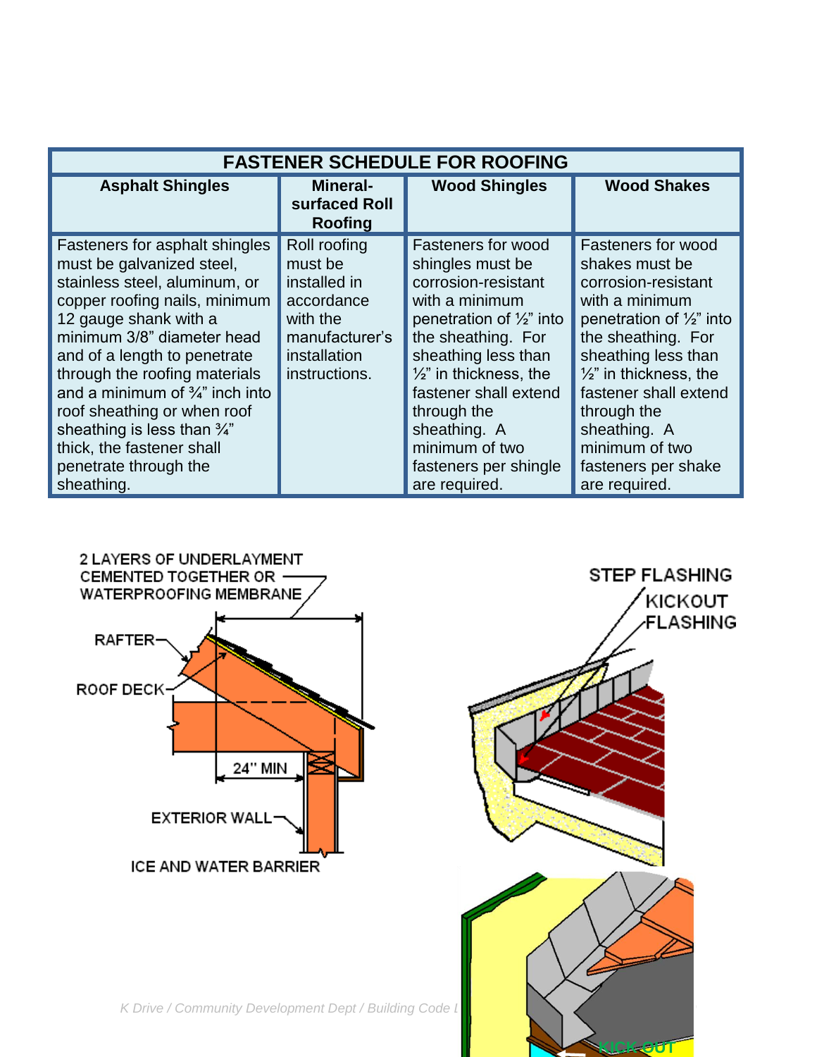| FASTENER SCHEDULE FOR ROOFING | | | |
|---|---|---|---|
| **Asphalt Shingles** | **Mineral-surfaced Roll Roofing** | **Wood Shingles** | **Wood Shakes** |
| Fasteners for asphalt shingles must be galvanized steel, stainless steel, aluminum, or copper roofing nails, minimum 12 gauge shank with a minimum 3/8" diameter head and of a length to penetrate through the roofing materials and a minimum of ¾" inch into roof sheathing or when roof sheathing is less than ¾" thick, the fastener shall penetrate through the sheathing. | Roll roofing must be installed in accordance with the manufacturer's installation instructions. | Fasteners for wood shingles must be corrosion-resistant with a minimum penetration of ½" into the sheathing. For sheathing less than ½" in thickness, the fastener shall extend through the sheathing. A minimum of two fasteners per shingle are required. | Fasteners for wood shakes must be corrosion-resistant with a minimum penetration of ½" into the sheathing. For sheathing less than ½" in thickness, the fastener shall extend through the sheathing. A minimum of two fasteners per shake are required. |

2 LAYERS OF UNDERLAYMENT CEMENTED TOGETHER OR WATERPROOFING MEMBRANE

RAFTER

ROOF DECK

24" MIN

EXTERIOR WALL

ICE AND WATER BARRIER

STEP FLASHING

KICKOUT FLASHING

KICK OUT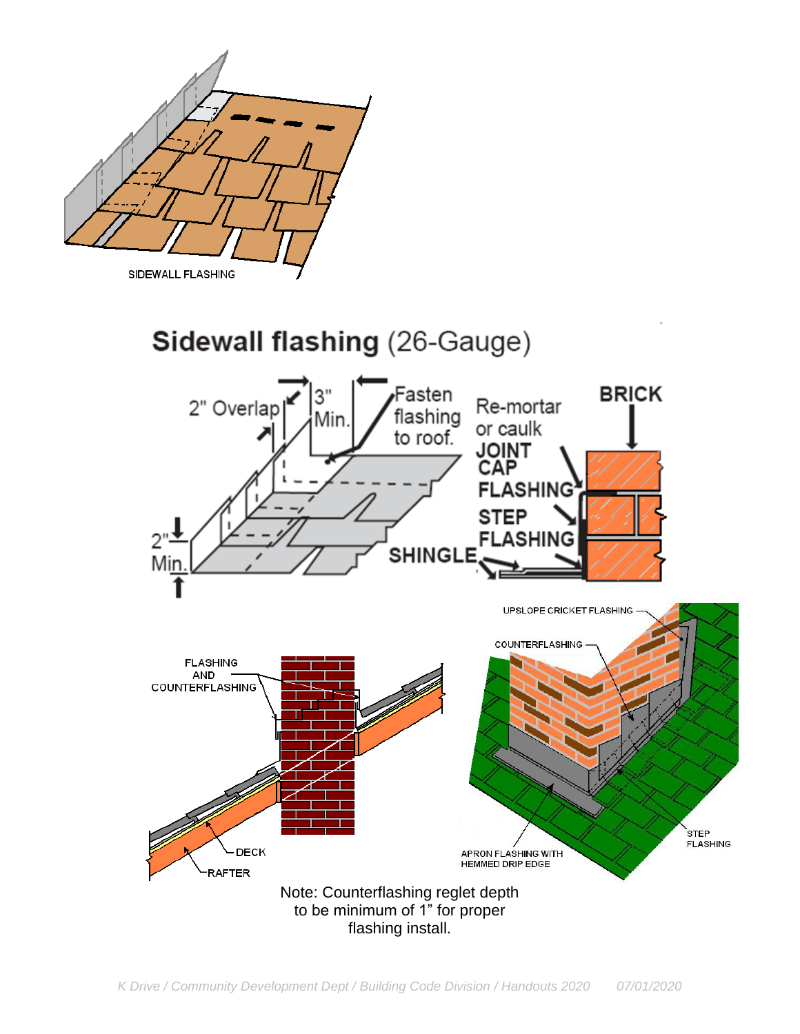SIDEWALL FLASHING

## **Sidewall flashing** (26-Gauge)

2" Overlap

3" Min.

Fasten flashing to roof.

2" Min.

Re-mortar or caulk

BRICK

JOINT CAP FLASHING

STEP FLASHING

SHINGLE

FLASHING AND COUNTERFLASHING

DECK

RAFTER

UPSLOPE CRICKET FLASHING

COUNTERFLASHING

STEP FLASHING

APRON FLASHING WITH HEMMED DRIP EDGE

Note: Counterflashing reglet depth to be minimum of 1" for proper flashing install.

*K Drive / Community Development Dept / Building Code Division / Handouts 2020 07/01/2020*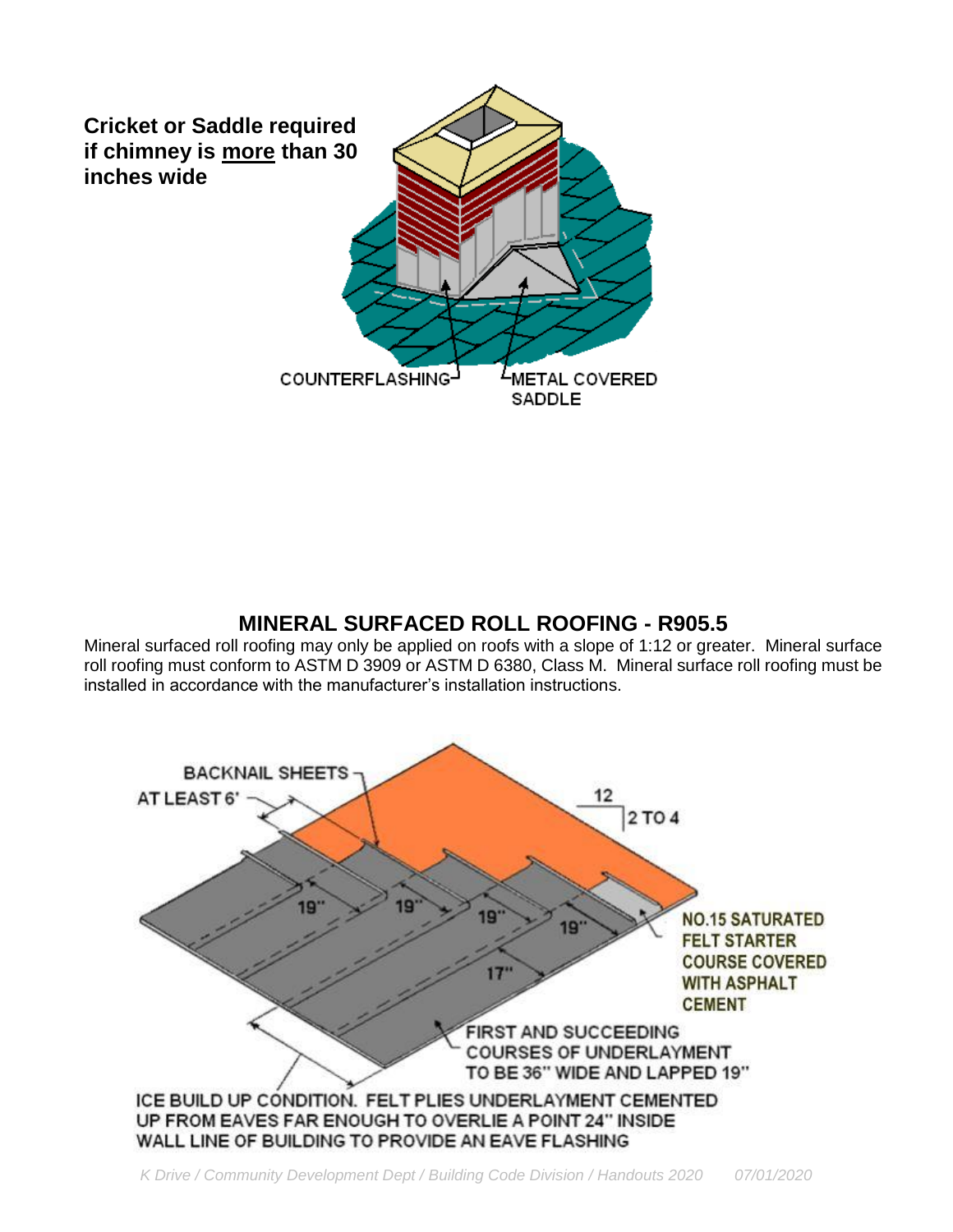**Cricket or Saddle required if chimney is more than 30 inches wide**

COUNTERFLASHING

METAL COVERED SADDLE

## MINERAL SURFACED ROLL ROOFING - R905.5

Mineral surfaced roll roofing may only be applied on roofs with a slope of 1:12 or greater. Mineral surface roll roofing must conform to ASTM D 3909 or ASTM D 6380, Class M. Mineral surface roll roofing must be installed in accordance with the manufacturer's installation instructions.

BACKNAIL SHEETS

AT LEAST 6'

12

2 TO 4

19"

19"

19"

19"

17"

NO.15 SATURATED FELT STARTER COURSE COVERED WITH ASPHALT CEMENT

FIRST AND SUCCEEDING COURSES OF UNDERLAYMENT TO BE 36" WIDE AND LAPPED 19"

ICE BUILD UP CONDITION. FELT PLIES UNDERLAYMENT CEMENTED UP FROM EAVES FAR ENOUGH TO OVERLIE A POINT 24" INSIDE WALL LINE OF BUILDING TO PROVIDE AN EAVE FLASHING